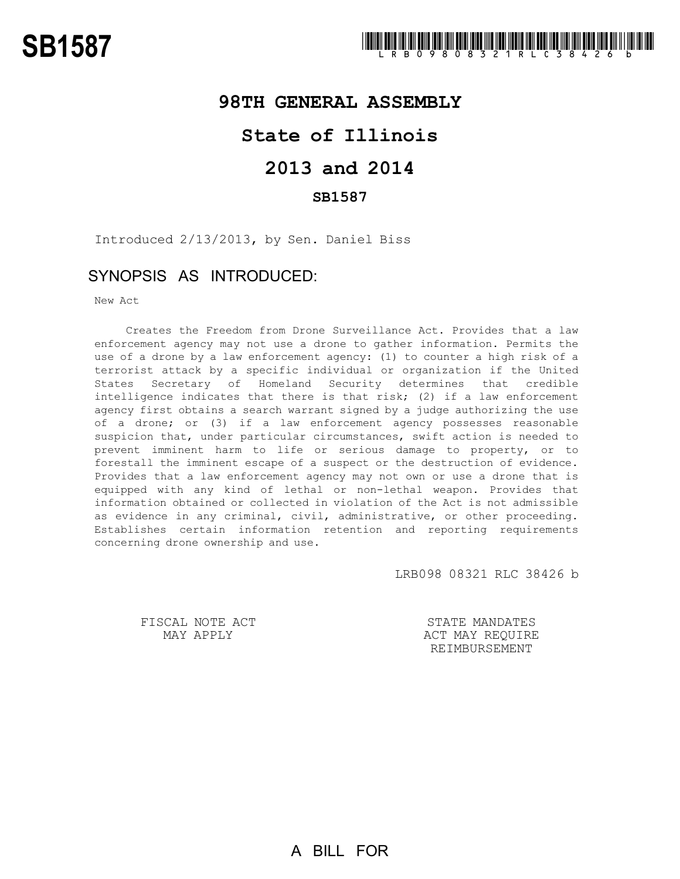# SB1587

LRB098 08321 RLC 38426 b

## 98TH GENERAL ASSEMBLY

## State of Illinois

## 2013 and 2014

### SB1587

Introduced 2/13/2013, by Sen. Daniel Biss

### SYNOPSIS AS INTRODUCED:

New Act

Creates the Freedom from Drone Surveillance Act. Provides that a law enforcement agency may not use a drone to gather information. Permits the use of a drone by a law enforcement agency: (1) to counter a high risk of a terrorist attack by a specific individual or organization if the United States Secretary of Homeland Security determines that credible intelligence indicates that there is that risk; (2) if a law enforcement agency first obtains a search warrant signed by a judge authorizing the use of a drone; or (3) if a law enforcement agency possesses reasonable suspicion that, under particular circumstances, swift action is needed to prevent imminent harm to life or serious damage to property, or to forestall the imminent escape of a suspect or the destruction of evidence. Provides that a law enforcement agency may not own or use a drone that is equipped with any kind of lethal or non-lethal weapon. Provides that information obtained or collected in violation of the Act is not admissible as evidence in any criminal, civil, administrative, or other proceeding. Establishes certain information retention and reporting requirements concerning drone ownership and use.

LRB098 08321 RLC 38426 b

FISCAL NOTE ACT MAY APPLY

STATE MANDATES ACT MAY REQUIRE REIMBURSEMENT

A BILL FOR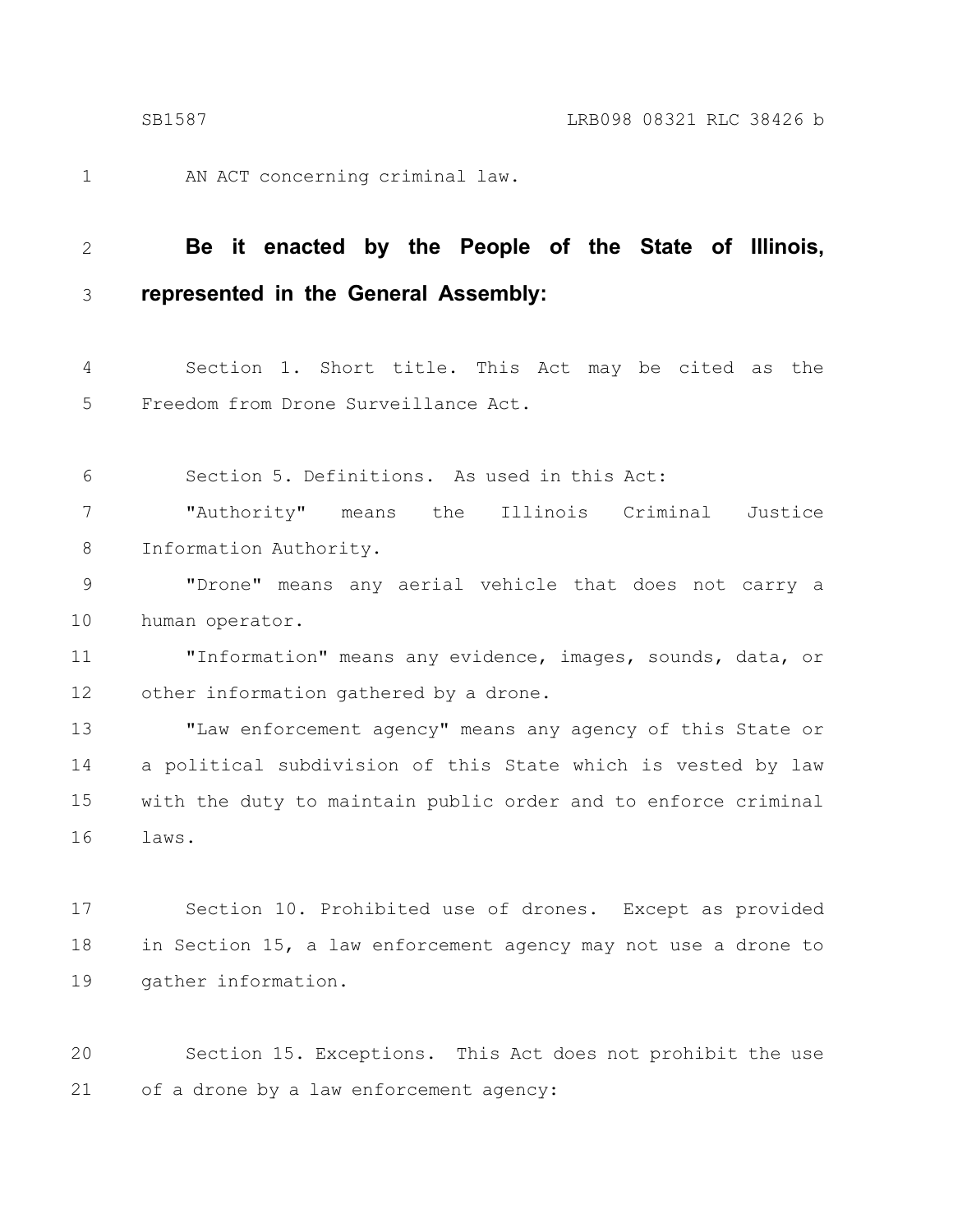AN ACT concerning criminal law.

**Be it enacted by the People of the State of Illinois, represented in the General Assembly:**

Section 1. Short title. This Act may be cited as the Freedom from Drone Surveillance Act.

Section 5. Definitions. As used in this Act:

"Authority" means the Illinois Criminal Justice Information Authority.

"Drone" means any aerial vehicle that does not carry a human operator.

"Information" means any evidence, images, sounds, data, or other information gathered by a drone.

"Law enforcement agency" means any agency of this State or a political subdivision of this State which is vested by law with the duty to maintain public order and to enforce criminal laws.

Section 10. Prohibited use of drones. Except as provided in Section 15, a law enforcement agency may not use a drone to gather information.

Section 15. Exceptions. This Act does not prohibit the use of a drone by a law enforcement agency: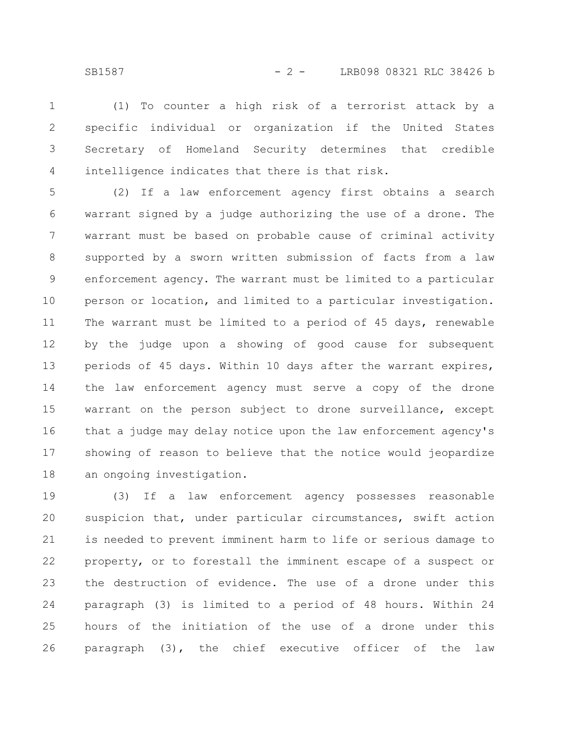(1) To counter a high risk of a terrorist attack by a specific individual or organization if the United States Secretary of Homeland Security determines that credible intelligence indicates that there is that risk.

(2) If a law enforcement agency first obtains a search warrant signed by a judge authorizing the use of a drone. The warrant must be based on probable cause of criminal activity supported by a sworn written submission of facts from a law enforcement agency. The warrant must be limited to a particular person or location, and limited to a particular investigation. The warrant must be limited to a period of 45 days, renewable by the judge upon a showing of good cause for subsequent periods of 45 days. Within 10 days after the warrant expires, the law enforcement agency must serve a copy of the drone warrant on the person subject to drone surveillance, except that a judge may delay notice upon the law enforcement agency's showing of reason to believe that the notice would jeopardize an ongoing investigation.

(3) If a law enforcement agency possesses reasonable suspicion that, under particular circumstances, swift action is needed to prevent imminent harm to life or serious damage to property, or to forestall the imminent escape of a suspect or the destruction of evidence. The use of a drone under this paragraph (3) is limited to a period of 48 hours. Within 24 hours of the initiation of the use of a drone under this paragraph (3), the chief executive officer of the law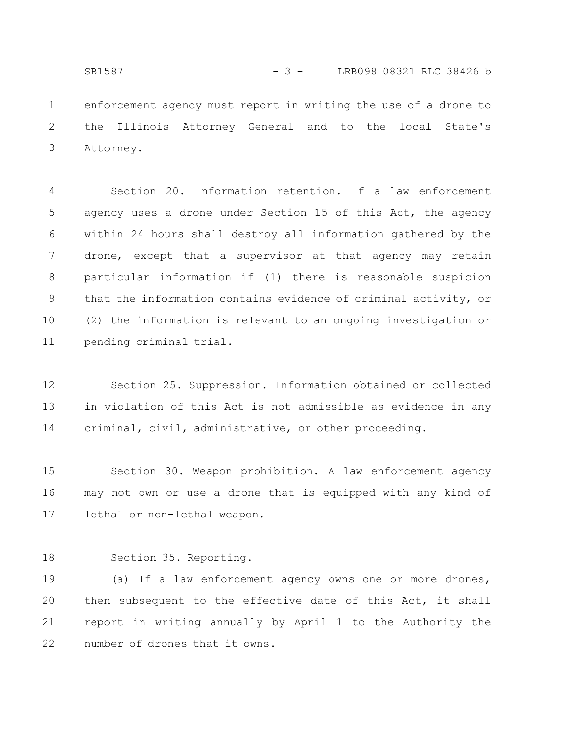enforcement agency must report in writing the use of a drone to the Illinois Attorney General and to the local State's Attorney.

Section 20. Information retention. If a law enforcement agency uses a drone under Section 15 of this Act, the agency within 24 hours shall destroy all information gathered by the drone, except that a supervisor at that agency may retain particular information if (1) there is reasonable suspicion that the information contains evidence of criminal activity, or (2) the information is relevant to an ongoing investigation or pending criminal trial.

Section 25. Suppression. Information obtained or collected in violation of this Act is not admissible as evidence in any criminal, civil, administrative, or other proceeding.

Section 30. Weapon prohibition. A law enforcement agency may not own or use a drone that is equipped with any kind of lethal or non-lethal weapon.

Section 35. Reporting.

(a) If a law enforcement agency owns one or more drones, then subsequent to the effective date of this Act, it shall report in writing annually by April 1 to the Authority the number of drones that it owns.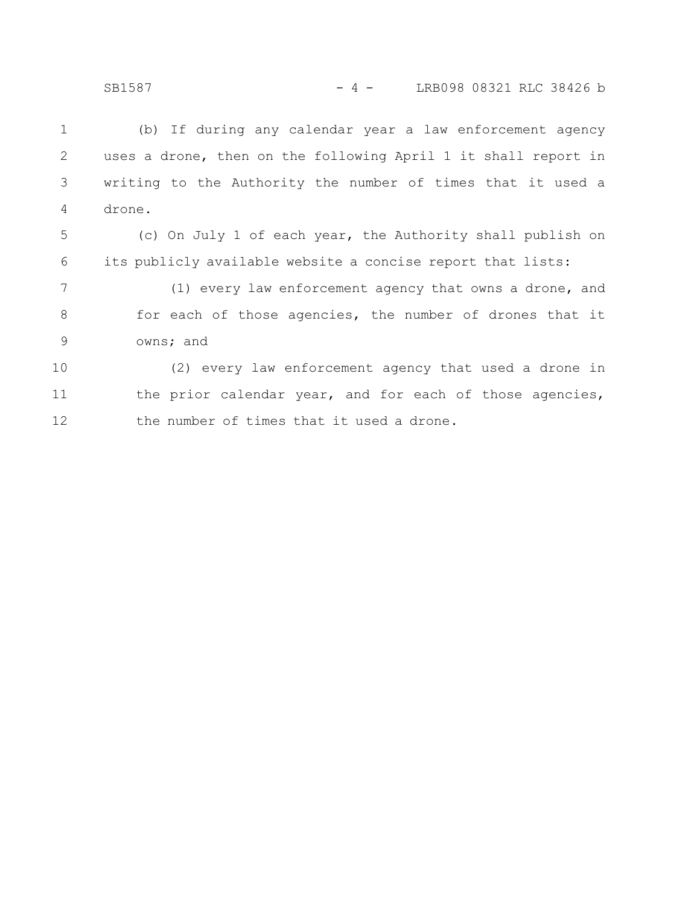(b) If during any calendar year a law enforcement agency uses a drone, then on the following April 1 it shall report in writing to the Authority the number of times that it used a drone.

(c) On July 1 of each year, the Authority shall publish on its publicly available website a concise report that lists:

(1) every law enforcement agency that owns a drone, and for each of those agencies, the number of drones that it owns; and

(2) every law enforcement agency that used a drone in the prior calendar year, and for each of those agencies, the number of times that it used a drone.